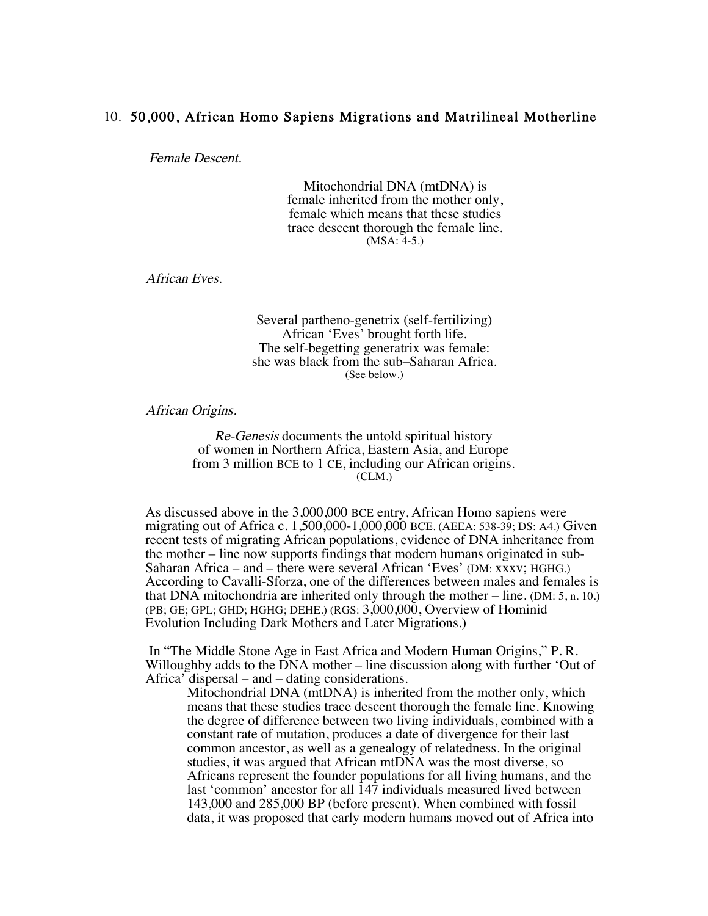## 10. 50,000, African Homo Sapiens Migrations and Matrilineal Motherline

*Female Descent.*

> Mitochondrial DNA (mtDNA) is
> female inherited from the mother only,
> female which means that these studies
> trace descent thorough the female line.
> (MSA: 4-5.)

*African Eves.*

> Several partheno-genetrix (self-fertilizing)
> African 'Eves' brought forth life.
> The self-begetting generatrix was female:
> she was black from the sub–Saharan Africa.
> (See below.)

*African Origins.*

> *Re-Genesis* documents the untold spiritual history
> of women in Northern Africa, Eastern Asia, and Europe
> from 3 million BCE to 1 CE, including our African origins.
> (CLM.)

As discussed above in the 3,000,000 BCE entry, African Homo sapiens were migrating out of Africa c. 1,500,000-1,000,000 BCE. (AEEA: 538-39; DS: A4.) Given recent tests of migrating African populations, evidence of DNA inheritance from the mother – line now supports findings that modern humans originated in sub-Saharan Africa – and – there were several African 'Eves' (DM: xxxv; HGHG.) According to Cavalli-Sforza, one of the differences between males and females is that DNA mitochondria are inherited only through the mother – line. (DM: 5, n. 10.) (PB; GE; GPL; GHD; HGHG; DEHE.) (RGS: 3,000,000, Overview of Hominid Evolution Including Dark Mothers and Later Migrations.)

In "The Middle Stone Age in East Africa and Modern Human Origins," P. R. Willoughby adds to the DNA mother – line discussion along with further 'Out of Africa' dispersal – and – dating considerations.

> Mitochondrial DNA (mtDNA) is inherited from the mother only, which means that these studies trace descent thorough the female line. Knowing the degree of difference between two living individuals, combined with a constant rate of mutation, produces a date of divergence for their last common ancestor, as well as a genealogy of relatedness. In the original studies, it was argued that African mtDNA was the most diverse, so Africans represent the founder populations for all living humans, and the last 'common' ancestor for all 147 individuals measured lived between 143,000 and 285,000 BP (before present). When combined with fossil data, it was proposed that early modern humans moved out of Africa into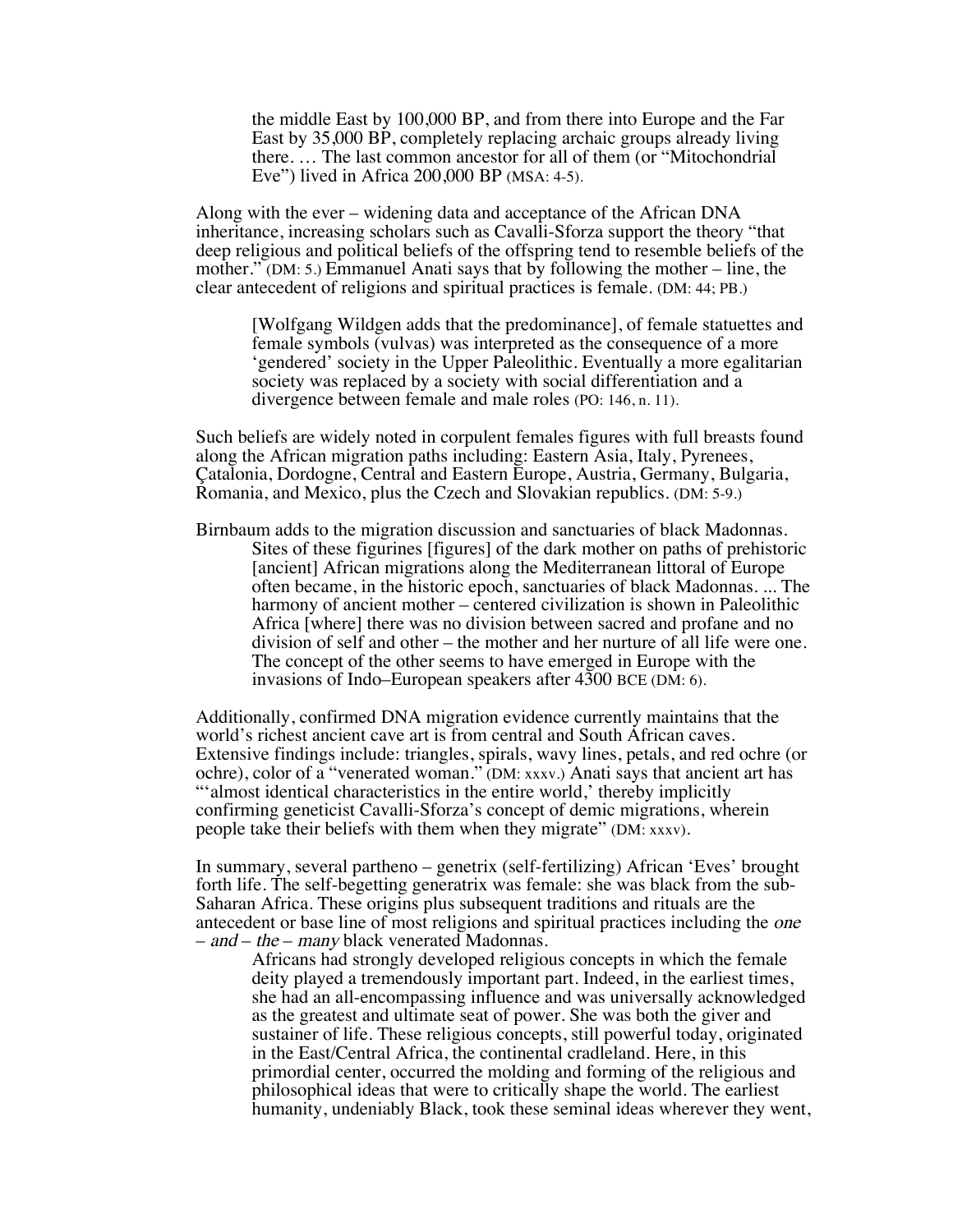> the middle East by 100,000 BP, and from there into Europe and the Far East by 35,000 BP, completely replacing archaic groups already living there. … The last common ancestor for all of them (or "Mitochondrial Eve") lived in Africa 200,000 BP (MSA: 4-5).

Along with the ever – widening data and acceptance of the African DNA inheritance, increasing scholars such as Cavalli-Sforza support the theory "that deep religious and political beliefs of the offspring tend to resemble beliefs of the mother." (DM: 5.) Emmanuel Anati says that by following the mother – line, the clear antecedent of religions and spiritual practices is female. (DM: 44; PB.)

> [Wolfgang Wildgen adds that the predominance], of female statuettes and female symbols (vulvas) was interpreted as the consequence of a more 'gendered' society in the Upper Paleolithic. Eventually a more egalitarian society was replaced by a society with social differentiation and a divergence between female and male roles (PO: 146, n. 11).

Such beliefs are widely noted in corpulent females figures with full breasts found along the African migration paths including: Eastern Asia, Italy, Pyrenees, Çatalonia, Dordogne, Central and Eastern Europe, Austria, Germany, Bulgaria, Romania, and Mexico, plus the Czech and Slovakian republics. (DM: 5-9.)

Birnbaum adds to the migration discussion and sanctuaries of black Madonnas.

> Sites of these figurines [figures] of the dark mother on paths of prehistoric [ancient] African migrations along the Mediterranean littoral of Europe often became, in the historic epoch, sanctuaries of black Madonnas. ... The harmony of ancient mother – centered civilization is shown in Paleolithic Africa [where] there was no division between sacred and profane and no division of self and other – the mother and her nurture of all life were one. The concept of the other seems to have emerged in Europe with the invasions of Indo–European speakers after 4300 BCE (DM: 6).

Additionally, confirmed DNA migration evidence currently maintains that the world's richest ancient cave art is from central and South African caves. Extensive findings include: triangles, spirals, wavy lines, petals, and red ochre (or ochre), color of a "venerated woman." (DM: xxxv.) Anati says that ancient art has "'almost identical characteristics in the entire world,' thereby implicitly confirming geneticist Cavalli-Sforza's concept of demic migrations, wherein people take their beliefs with them when they migrate" (DM: xxxv).

In summary, several partheno – genetrix (self-fertilizing) African 'Eves' brought forth life. The self-begetting generatrix was female: she was black from the sub-Saharan Africa. These origins plus subsequent traditions and rituals are the antecedent or base line of most religions and spiritual practices including the *one – and – the – many* black venerated Madonnas.

> Africans had strongly developed religious concepts in which the female deity played a tremendously important part. Indeed, in the earliest times, she had an all-encompassing influence and was universally acknowledged as the greatest and ultimate seat of power. She was both the giver and sustainer of life. These religious concepts, still powerful today, originated in the East/Central Africa, the continental cradleland. Here, in this primordial center, occurred the molding and forming of the religious and philosophical ideas that were to critically shape the world. The earliest humanity, undeniably Black, took these seminal ideas wherever they went,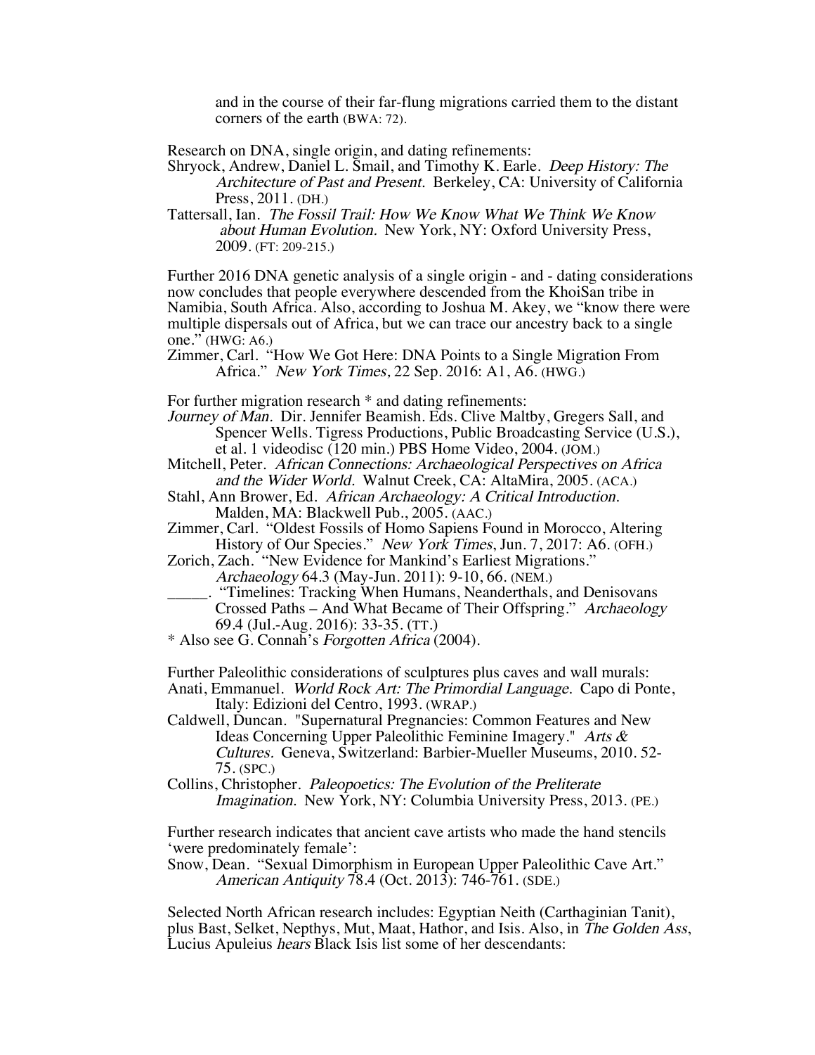and in the course of their far-flung migrations carried them to the distant corners of the earth (BWA: 72).

Research on DNA, single origin, and dating refinements:

Shryock, Andrew, Daniel L. Smail, and Timothy K. Earle. *Deep History: The Architecture of Past and Present.* Berkeley, CA: University of California Press, 2011. (DH.)

Tattersall, Ian. *The Fossil Trail: How We Know What We Think We Know about Human Evolution.* New York, NY: Oxford University Press, 2009. (FT: 209-215.)

Further 2016 DNA genetic analysis of a single origin - and - dating considerations now concludes that people everywhere descended from the KhoiSan tribe in Namibia, South Africa. Also, according to Joshua M. Akey, we "know there were multiple dispersals out of Africa, but we can trace our ancestry back to a single one." (HWG: A6.)

Zimmer, Carl. "How We Got Here: DNA Points to a Single Migration From Africa." *New York Times*, 22 Sep. 2016: A1, A6. (HWG.)

For further migration research * and dating refinements:

*Journey of Man.* Dir. Jennifer Beamish. Eds. Clive Maltby, Gregers Sall, and Spencer Wells. Tigress Productions, Public Broadcasting Service (U.S.), et al. 1 videodisc (120 min.) PBS Home Video, 2004. (JOM.)

Mitchell, Peter. *African Connections: Archaeological Perspectives on Africa and the Wider World.* Walnut Creek, CA: AltaMira, 2005. (ACA.)

Stahl, Ann Brower, Ed. *African Archaeology: A Critical Introduction.* Malden, MA: Blackwell Pub., 2005. (AAC.)

Zimmer, Carl. "Oldest Fossils of Homo Sapiens Found in Morocco, Altering History of Our Species." *New York Times*, Jun. 7, 2017: A6. (OFH.)

Zorich, Zach. "New Evidence for Mankind's Earliest Migrations." *Archaeology* 64.3 (May-Jun. 2011): 9-10, 66. (NEM.)

_____. "Timelines: Tracking When Humans, Neanderthals, and Denisovans Crossed Paths – And What Became of Their Offspring." *Archaeology* 69.4 (Jul.-Aug. 2016): 33-35. (TT.)

* Also see G. Connah's *Forgotten Africa* (2004).

Further Paleolithic considerations of sculptures plus caves and wall murals:

Anati, Emmanuel. *World Rock Art: The Primordial Language.* Capo di Ponte, Italy: Edizioni del Centro, 1993. (WRAP.)

Caldwell, Duncan. "Supernatural Pregnancies: Common Features and New Ideas Concerning Upper Paleolithic Feminine Imagery." *Arts & Cultures.* Geneva, Switzerland: Barbier-Mueller Museums, 2010. 52-75. (SPC.)

Collins, Christopher. *Paleopoetics: The Evolution of the Preliterate Imagination.* New York, NY: Columbia University Press, 2013. (PE.)

Further research indicates that ancient cave artists who made the hand stencils 'were predominately female':

Snow, Dean. "Sexual Dimorphism in European Upper Paleolithic Cave Art." *American Antiquity* 78.4 (Oct. 2013): 746-761. (SDE.)

Selected North African research includes: Egyptian Neith (Carthaginian Tanit), plus Bast, Selket, Nepthys, Mut, Maat, Hathor, and Isis. Also, in *The Golden Ass*, Lucius Apuleius *hears* Black Isis list some of her descendants: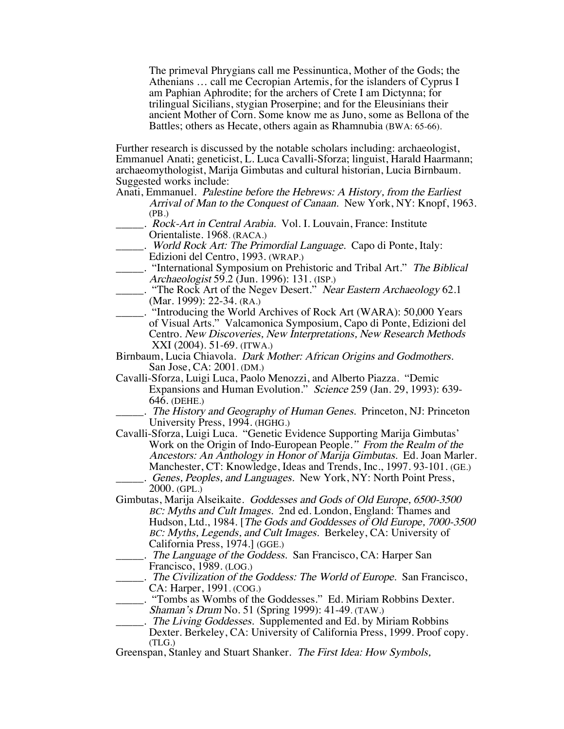> The primeval Phrygians call me Pessinuntica, Mother of the Gods; the Athenians … call me Cecropian Artemis, for the islanders of Cyprus I am Paphian Aphrodite; for the archers of Crete I am Dictynna; for trilingual Sicilians, stygian Proserpine; and for the Eleusinians their ancient Mother of Corn. Some know me as Juno, some as Bellona of the Battles; others as Hecate, others again as Rhamnubia (BWA: 65-66).

Further research is discussed by the notable scholars including: archaeologist, Emmanuel Anati; geneticist, L. Luca Cavalli-Sforza; linguist, Harald Haarmann; archaeomythologist, Marija Gimbutas and cultural historian, Lucia Birnbaum. Suggested works include:

Anati, Emmanuel. *Palestine before the Hebrews: A History, from the Earliest Arrival of Man to the Conquest of Canaan.* New York, NY: Knopf, 1963. (PB.)

_____. *Rock-Art in Central Arabia.* Vol. I. Louvain, France: Institute Orientaliste. 1968. (RACA.)

_____. *World Rock Art: The Primordial Language.* Capo di Ponte, Italy: Edizioni del Centro, 1993. (WRAP.)

_____. "International Symposium on Prehistoric and Tribal Art." *The Biblical Archaeologist* 59.2 (Jun. 1996): 131. (ISP.)

_____. "The Rock Art of the Negev Desert." *Near Eastern Archaeology* 62.1 (Mar. 1999): 22-34. (RA.)

_____. "Introducing the World Archives of Rock Art (WARA): 50,000 Years of Visual Arts." Valcamonica Symposium, Capo di Ponte, Edizioni del Centro. *New Discoveries, New Interpretations, New Research Methods* XXI (2004). 51-69. (ITWA.)

Birnbaum, Lucia Chiavola. *Dark Mother: African Origins and Godmothers.* San Jose, CA: 2001. (DM.)

Cavalli-Sforza, Luigi Luca, Paolo Menozzi, and Alberto Piazza. "Demic Expansions and Human Evolution." *Science* 259 (Jan. 29, 1993): 639-646. (DEHE.)

_____. *The History and Geography of Human Genes.* Princeton, NJ: Princeton University Press, 1994. (HGHG.)

Cavalli-Sforza, Luigi Luca. "Genetic Evidence Supporting Marija Gimbutas' Work on the Origin of Indo-European People." *From the Realm of the Ancestors: An Anthology in Honor of Marija Gimbutas.* Ed. Joan Marler. Manchester, CT: Knowledge, Ideas and Trends, Inc., 1997. 93-101. (GE.)

_____. *Genes, Peoples, and Languages.* New York, NY: North Point Press, 2000. (GPL.)

Gimbutas, Marija Alseikaite. *Goddesses and Gods of Old Europe, 6500-3500 BC: Myths and Cult Images.* 2nd ed. London, England: Thames and Hudson, Ltd., 1984. [*The Gods and Goddesses of Old Europe, 7000-3500 BC: Myths, Legends, and Cult Images.* Berkeley, CA: University of California Press, 1974.] (GGE.)

_____. *The Language of the Goddess.* San Francisco, CA: Harper San Francisco, 1989. (LOG.)

_____. *The Civilization of the Goddess: The World of Europe.* San Francisco, CA: Harper, 1991. (COG.)

_____. "Tombs as Wombs of the Goddesses." Ed. Miriam Robbins Dexter. *Shaman's Drum* No. 51 (Spring 1999): 41-49. (TAW.)

_____. *The Living Goddesses.* Supplemented and Ed. by Miriam Robbins Dexter. Berkeley, CA: University of California Press, 1999. Proof copy. (TLG.)

Greenspan, Stanley and Stuart Shanker. *The First Idea: How Symbols,*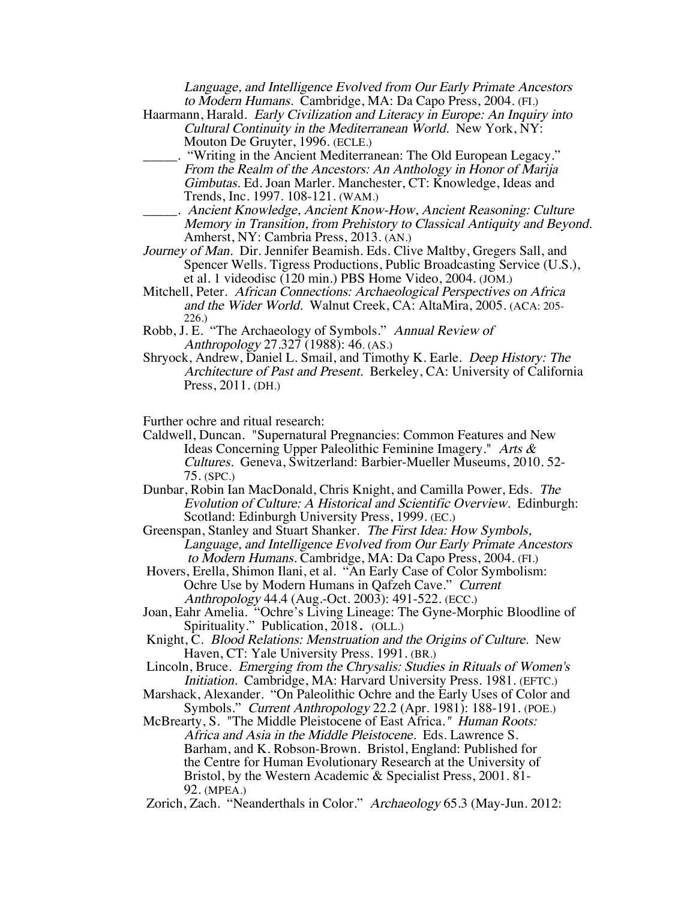*Language, and Intelligence Evolved from Our Early Primate Ancestors to Modern Humans.* Cambridge, MA: Da Capo Press, 2004. (FI.)

Haarmann, Harald. *Early Civilization and Literacy in Europe: An Inquiry into Cultural Continuity in the Mediterranean World.* New York, NY: Mouton De Gruyter, 1996. (ECLE.)

_____. "Writing in the Ancient Mediterranean: The Old European Legacy." *From the Realm of the Ancestors: An Anthology in Honor of Marija Gimbutas.* Ed. Joan Marler. Manchester, CT: Knowledge, Ideas and Trends, Inc. 1997. 108-121. (WAM.)

_____. *Ancient Knowledge, Ancient Know-How, Ancient Reasoning: Culture Memory in Transition, from Prehistory to Classical Antiquity and Beyond.* Amherst, NY: Cambria Press, 2013. (AN.)

*Journey of Man.* Dir. Jennifer Beamish. Eds. Clive Maltby, Gregers Sall, and Spencer Wells. Tigress Productions, Public Broadcasting Service (U.S.), et al. 1 videodisc (120 min.) PBS Home Video, 2004. (JOM.)

Mitchell, Peter. *African Connections: Archaeological Perspectives on Africa and the Wider World.* Walnut Creek, CA: AltaMira, 2005. (ACA: 205-226.)

Robb, J. E. "The Archaeology of Symbols." *Annual Review of Anthropology* 27.327 (1988): 46. (AS.)

Shryock, Andrew, Daniel L. Smail, and Timothy K. Earle. *Deep History: The Architecture of Past and Present.* Berkeley, CA: University of California Press, 2011. (DH.)

Further ochre and ritual research:

Caldwell, Duncan. "Supernatural Pregnancies: Common Features and New Ideas Concerning Upper Paleolithic Feminine Imagery." *Arts & Cultures.* Geneva, Switzerland: Barbier-Mueller Museums, 2010. 52-75. (SPC.)

Dunbar, Robin Ian MacDonald, Chris Knight, and Camilla Power, Eds. *The Evolution of Culture: A Historical and Scientific Overview.* Edinburgh: Scotland: Edinburgh University Press, 1999. (EC.)

Greenspan, Stanley and Stuart Shanker. *The First Idea: How Symbols, Language, and Intelligence Evolved from Our Early Primate Ancestors to Modern Humans.* Cambridge, MA: Da Capo Press, 2004. (FI.)

Hovers, Erella, Shimon Ilani, et al. "An Early Case of Color Symbolism: Ochre Use by Modern Humans in Qafzeh Cave." *Current Anthropology* 44.4 (Aug.-Oct. 2003): 491-522. (ECC.)

Joan, Eahr Amelia. "Ochre's Living Lineage: The Gyne-Morphic Bloodline of Spirituality." Publication, 2018. (OLL.)

Knight, C. *Blood Relations: Menstruation and the Origins of Culture.* New Haven, CT: Yale University Press. 1991. (BR.)

Lincoln, Bruce. *Emerging from the Chrysalis: Studies in Rituals of Women's Initiation.* Cambridge, MA: Harvard University Press. 1981. (EFTC.)

Marshack, Alexander. "On Paleolithic Ochre and the Early Uses of Color and Symbols." *Current Anthropology* 22.2 (Apr. 1981): 188-191. (POE.)

McBrearty, S. "The Middle Pleistocene of East Africa." *Human Roots: Africa and Asia in the Middle Pleistocene.* Eds. Lawrence S. Barham, and K. Robson-Brown. Bristol, England: Published for the Centre for Human Evolutionary Research at the University of Bristol, by the Western Academic & Specialist Press, 2001. 81-92. (MPEA.)

Zorich, Zach. "Neanderthals in Color." *Archaeology* 65.3 (May-Jun. 2012: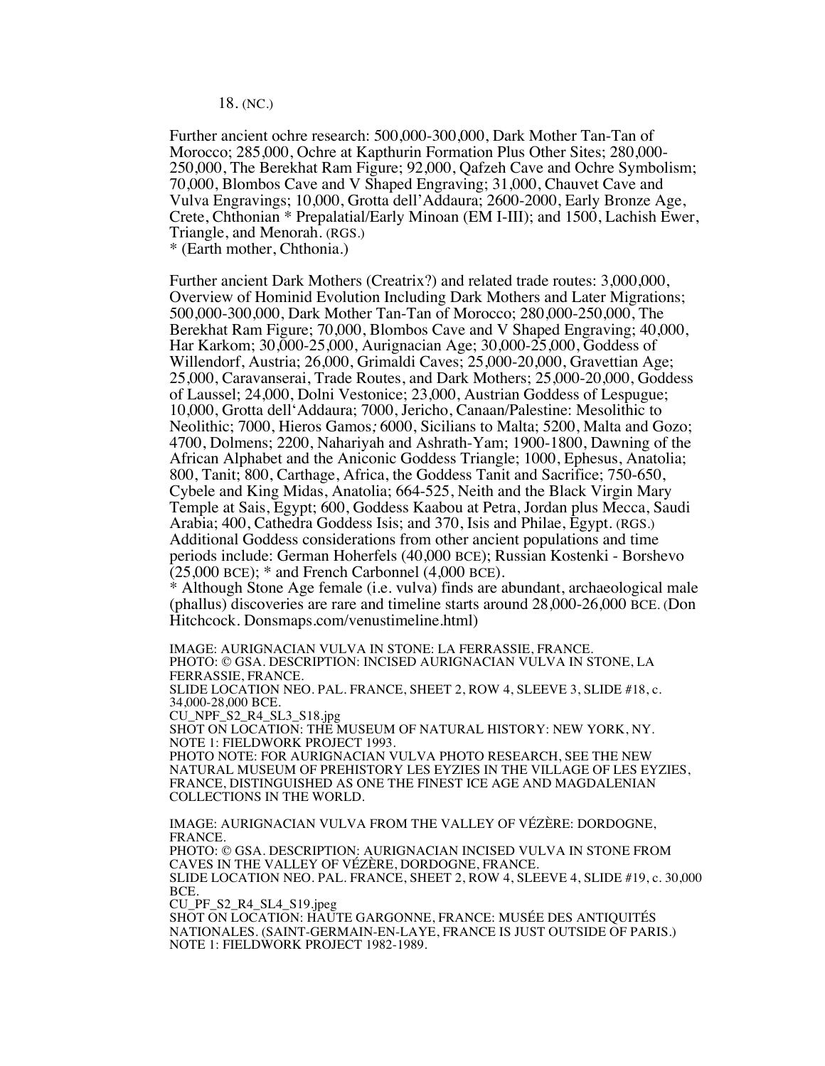18. (NC.)

Further ancient ochre research: 500,000-300,000, Dark Mother Tan-Tan of Morocco; 285,000, Ochre at Kapthurin Formation Plus Other Sites; 280,000-250,000, The Berekhat Ram Figure; 92,000, Qafzeh Cave and Ochre Symbolism; 70,000, Blombos Cave and V Shaped Engraving; 31,000, Chauvet Cave and Vulva Engravings; 10,000, Grotta dell'Addaura; 2600-2000, Early Bronze Age, Crete, Chthonian * Prepalatial/Early Minoan (EM I-III); and 1500, Lachish Ewer, Triangle, and Menorah. (RGS.)
* (Earth mother, Chthonia.)

Further ancient Dark Mothers (Creatrix?) and related trade routes: 3,000,000, Overview of Hominid Evolution Including Dark Mothers and Later Migrations; 500,000-300,000, Dark Mother Tan-Tan of Morocco; 280,000-250,000, The Berekhat Ram Figure; 70,000, Blombos Cave and V Shaped Engraving; 40,000, Har Karkom; 30,000-25,000, Aurignacian Age; 30,000-25,000, Goddess of Willendorf, Austria; 26,000, Grimaldi Caves; 25,000-20,000, Gravettian Age; 25,000, Caravanserai, Trade Routes, and Dark Mothers; 25,000-20,000, Goddess of Laussel; 24,000, Dolni Vestonice; 23,000, Austrian Goddess of Lespugue; 10,000, Grotta dell'Addaura; 7000, Jericho, Canaan/Palestine: Mesolithic to Neolithic; 7000, Hieros Gamos*;* 6000, Sicilians to Malta; 5200, Malta and Gozo; 4700, Dolmens; 2200, Nahariyah and Ashrath-Yam; 1900-1800, Dawning of the African Alphabet and the Aniconic Goddess Triangle; 1000, Ephesus, Anatolia; 800, Tanit; 800, Carthage, Africa, the Goddess Tanit and Sacrifice; 750-650, Cybele and King Midas, Anatolia; 664-525, Neith and the Black Virgin Mary Temple at Sais, Egypt; 600, Goddess Kaabou at Petra, Jordan plus Mecca, Saudi Arabia; 400, Cathedra Goddess Isis; and 370, Isis and Philae, Egypt. (RGS.)
Additional Goddess considerations from other ancient populations and time periods include: German Hoherfels (40,000 BCE); Russian Kostenki - Borshevo (25,000 BCE); * and French Carbonnel (4,000 BCE).
* Although Stone Age female (i.e. vulva) finds are abundant, archaeological male (phallus) discoveries are rare and timeline starts around 28,000-26,000 BCE. (Don Hitchcock. Donsmaps.com/venustimeline.html)

IMAGE: AURIGNACIAN VULVA IN STONE: LA FERRASSIE, FRANCE.
PHOTO: © GSA. DESCRIPTION: INCISED AURIGNACIAN VULVA IN STONE, LA FERRASSIE, FRANCE.
SLIDE LOCATION NEO. PAL. FRANCE, SHEET 2, ROW 4, SLEEVE 3, SLIDE #18, c. 34,000-28,000 BCE.
CU_NPF_S2_R4_SL3_S18.jpg
SHOT ON LOCATION: THE MUSEUM OF NATURAL HISTORY: NEW YORK, NY.
NOTE 1: FIELDWORK PROJECT 1993.
PHOTO NOTE: FOR AURIGNACIAN VULVA PHOTO RESEARCH, SEE THE NEW NATURAL MUSEUM OF PREHISTORY LES EYZIES IN THE VILLAGE OF LES EYZIES, FRANCE, DISTINGUISHED AS ONE THE FINEST ICE AGE AND MAGDALENIAN COLLECTIONS IN THE WORLD.

IMAGE: AURIGNACIAN VULVA FROM THE VALLEY OF VÉZÈRE: DORDOGNE, FRANCE.
PHOTO: © GSA. DESCRIPTION: AURIGNACIAN INCISED VULVA IN STONE FROM CAVES IN THE VALLEY OF VÉZÈRE, DORDOGNE, FRANCE.
SLIDE LOCATION NEO. PAL. FRANCE, SHEET 2, ROW 4, SLEEVE 4, SLIDE #19, c. 30,000 BCE.
CU_PF_S2_R4_SL4_S19.jpeg
SHOT ON LOCATION: HAUTE GARGONNE, FRANCE: MUSÉE DES ANTIQUITÉS NATIONALES. (SAINT-GERMAIN-EN-LAYE, FRANCE IS JUST OUTSIDE OF PARIS.)
NOTE 1: FIELDWORK PROJECT 1982-1989.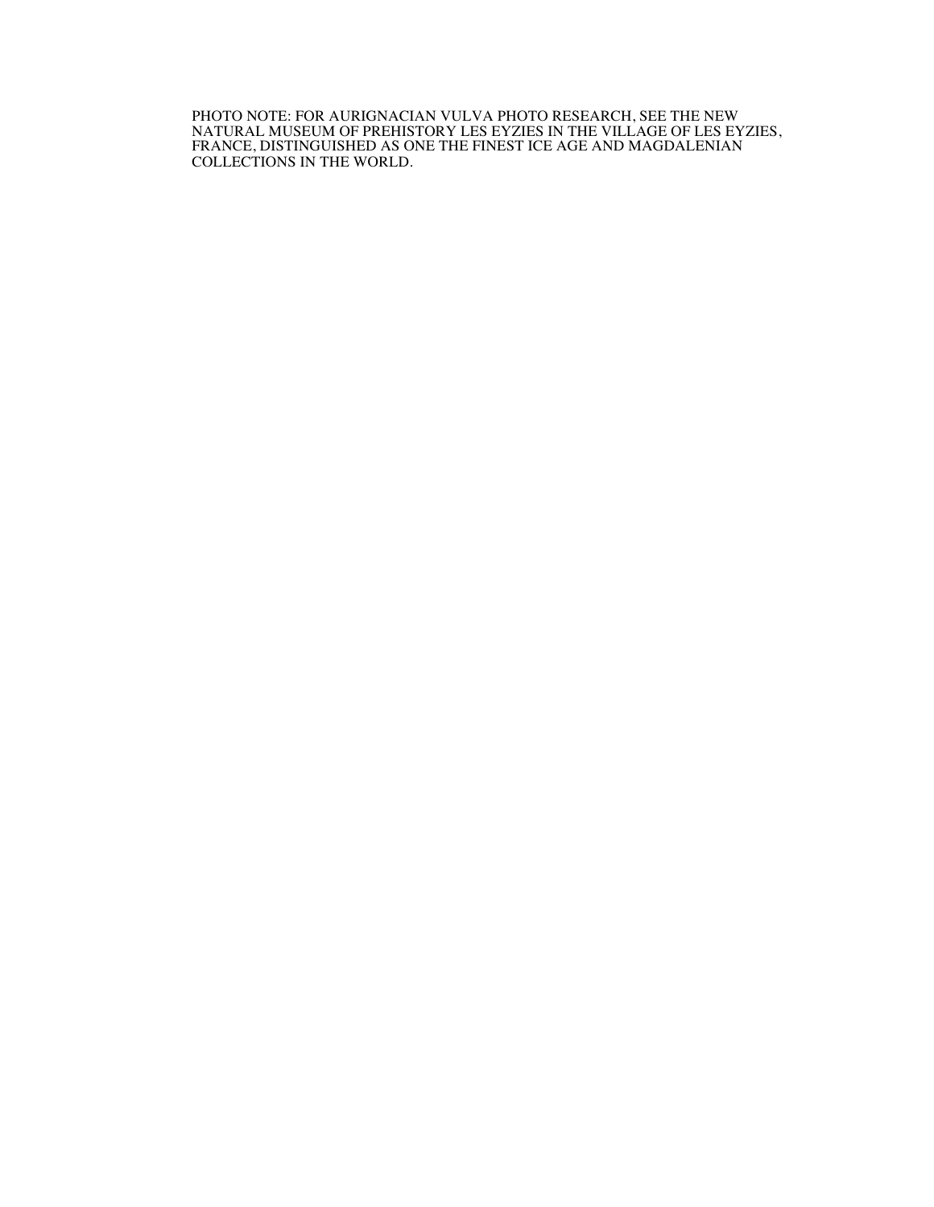PHOTO NOTE: FOR AURIGNACIAN VULVA PHOTO RESEARCH, SEE THE NEW NATURAL MUSEUM OF PREHISTORY LES EYZIES IN THE VILLAGE OF LES EYZIES, FRANCE, DISTINGUISHED AS ONE THE FINEST ICE AGE AND MAGDALENIAN COLLECTIONS IN THE WORLD.